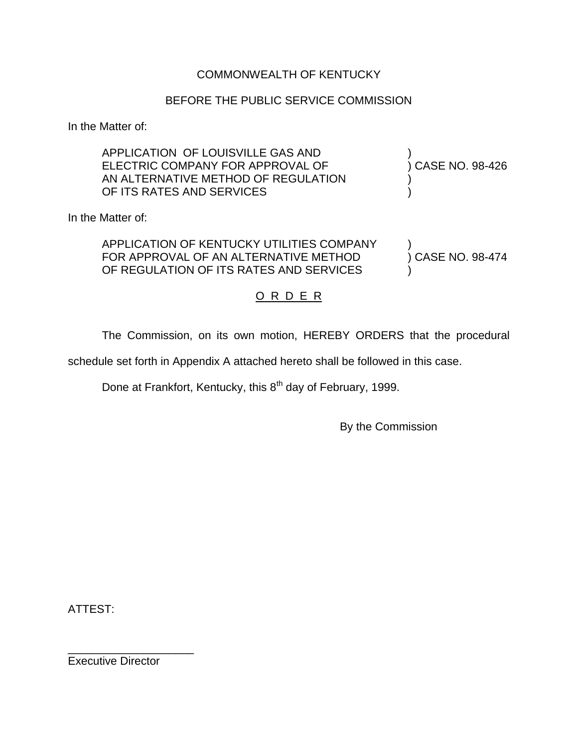COMMONWEALTH OF KENTUCKY

BEFORE THE PUBLIC SERVICE COMMISSION

In the Matter of:

| | | |
|---|---|---|
| APPLICATION OF LOUISVILLE GAS AND ELECTRIC COMPANY FOR APPROVAL OF AN ALTERNATIVE METHOD OF REGULATION OF ITS RATES AND SERVICES | ) | CASE NO. 98-426 |

In the Matter of:

| | | |
|---|---|---|
| APPLICATION OF KENTUCKY UTILITIES COMPANY FOR APPROVAL OF AN ALTERNATIVE METHOD OF REGULATION OF ITS RATES AND SERVICES | ) | CASE NO. 98-474 |

O R D E R

The Commission, on its own motion, HEREBY ORDERS that the procedural schedule set forth in Appendix A attached hereto shall be followed in this case.

Done at Frankfort, Kentucky, this 8th day of February, 1999.

By the Commission

ATTEST:

____________________
Executive Director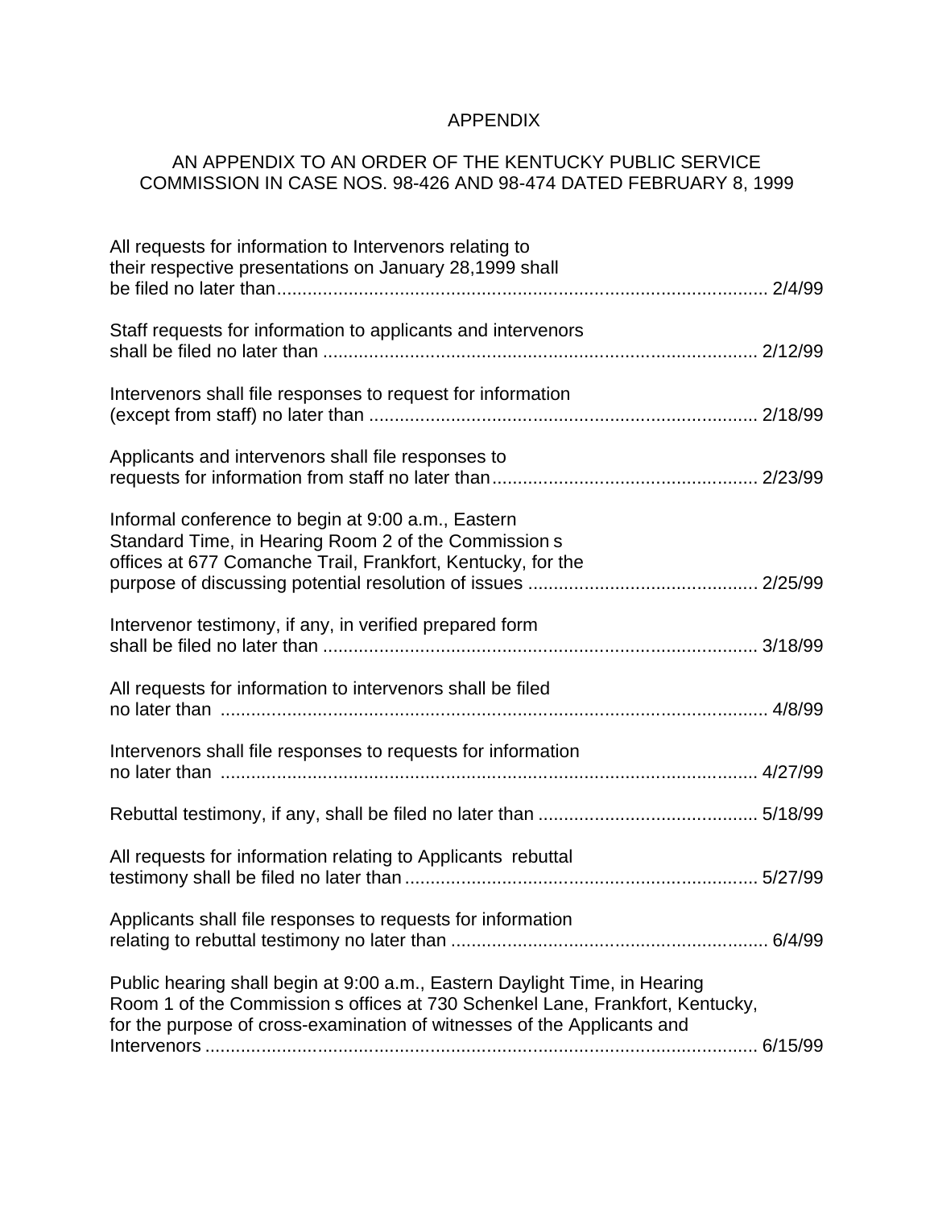APPENDIX

AN APPENDIX TO AN ORDER OF THE KENTUCKY PUBLIC SERVICE COMMISSION IN CASE NOS. 98-426 AND 98-474 DATED FEBRUARY 8, 1999

All requests for information to Intervenors relating to their respective presentations on January 28,1999 shall be filed no later than................................................................................................ 2/4/99

Staff requests for information to applicants and intervenors shall be filed no later than ..................................................................................... 2/12/99

Intervenors shall file responses to request for information (except from staff) no later than ........................................................................... 2/18/99

Applicants and intervenors shall file responses to requests for information from staff no later than.................................................... 2/23/99

Informal conference to begin at 9:00 a.m., Eastern Standard Time, in Hearing Room 2 of the Commission s offices at 677 Comanche Trail, Frankfort, Kentucky, for the purpose of discussing potential resolution of issues ............................................ 2/25/99

Intervenor testimony, if any, in verified prepared form shall be filed no later than .................................................................................... 3/18/99

All requests for information to intervenors shall be filed no later than .......................................................................................................... 4/8/99

Intervenors shall file responses to requests for information no later than ......................................................................................................... 4/27/99

Rebuttal testimony, if any, shall be filed no later than ........................................... 5/18/99

All requests for information relating to Applicants rebuttal testimony shall be filed no later than ..................................................................... 5/27/99

Applicants shall file responses to requests for information relating to rebuttal testimony no later than .............................................................. 6/4/99

Public hearing shall begin at 9:00 a.m., Eastern Daylight Time, in Hearing Room 1 of the Commission s offices at 730 Schenkel Lane, Frankfort, Kentucky, for the purpose of cross-examination of witnesses of the Applicants and Intervenors ............................................................................................................ 6/15/99